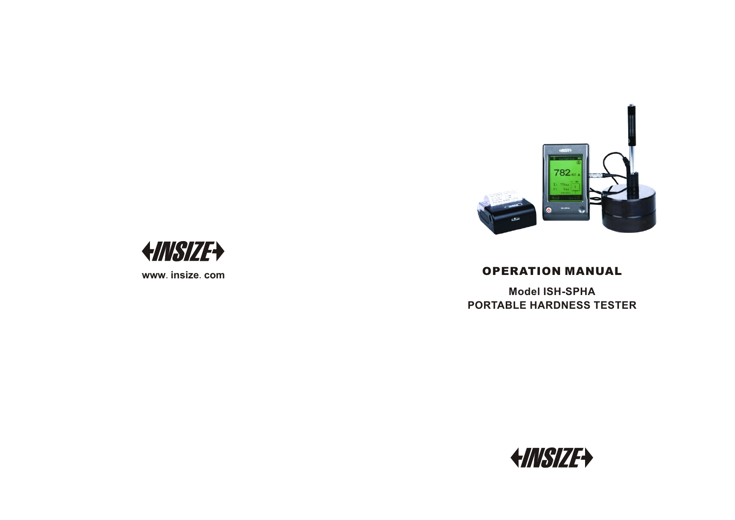INSIZE

www.insize.com

# OPERATION MANUAL

**Model ISH-SPHA**
**PORTABLE HARDNESS TESTER**

INSIZE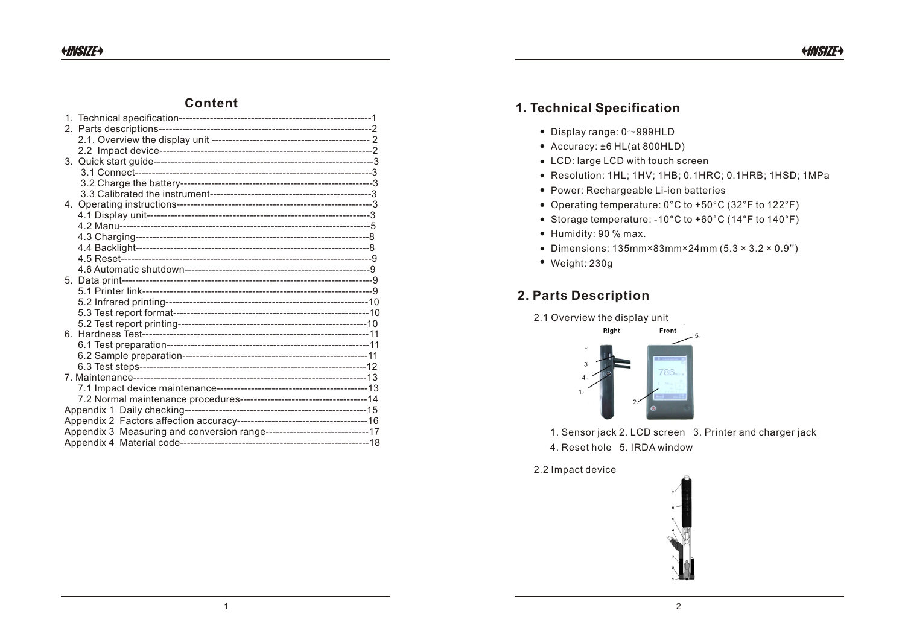## Content

1. Technical specification--------------------------------------------------------1
2. Parts descriptions-------------------------------------------------------------2
   2.1. Overview the display unit ---------------------------------------------- 2
   2.2 Impact device-------------------------------------------------------------2
3. Quick start guide---------------------------------------------------------------3
   3.1 Connect--------------------------------------------------------------------3
   3.2 Charge the battery--------------------------------------------------------3
   3.3 Calibrated the instrument----------------------------------------------3
4. Operating instructions---------------------------------------------------------3
   4.1 Display unit----------------------------------------------------------------3
   4.2 Manu------------------------------------------------------------------------5
   4.3 Charging-------------------------------------------------------------------8
   4.4 Backlight-------------------------------------------------------------------8
   4.5 Reset------------------------------------------------------------------------9
   4.6 Automatic shutdown------------------------------------------------------9
5. Data print-----------------------------------------------------------------------9
   5.1 Printer link------------------------------------------------------------------9
   5.2 Infrared printing-----------------------------------------------------------10
   5.3 Test report format--------------------------------------------------------10
   5.2 Test report printing-------------------------------------------------------10
6. Hardness Test------------------------------------------------------------------11
   6.1 Test preparation-----------------------------------------------------------11
   6.2 Sample preparation------------------------------------------------------11
   6.3 Test steps------------------------------------------------------------------12
7. Maintenance--------------------------------------------------------------------13
   7.1 Impact device maintenance--------------------------------------------13
   7.2 Normal maintenance procedures-------------------------------------14

Appendix 1 Daily checking-----------------------------------------------------15
Appendix 2 Factors affection accuracy--------------------------------------16
Appendix 3 Measuring and conversion range------------------------------17
Appendix 4 Material code-------------------------------------------------------18

## 1. Technical Specification

- Display range: 0～999HLD
- Accuracy: ±6 HL(at 800HLD)
- LCD: large LCD with touch screen
- Resolution: 1HL; 1HV; 1HB; 0.1HRC; 0.1HRB; 1HSD; 1MPa
- Power: Rechargeable Li-ion batteries
- Operating temperature: 0°C to +50°C (32°F to 122°F)
- Storage temperature: -10°C to +60°C (14°F to 140°F)
- Humidity: 90 % max.
- Dimensions: 135mm×83mm×24mm (5.3 × 3.2 × 0.9'')
- Weight: 230g

## 2. Parts Description

2.1 Overview the display unit

Right Front

1. Sensor jack 2. LCD screen 3. Printer and charger jack
4. Reset hole 5. IRDA window

2.2 Impact device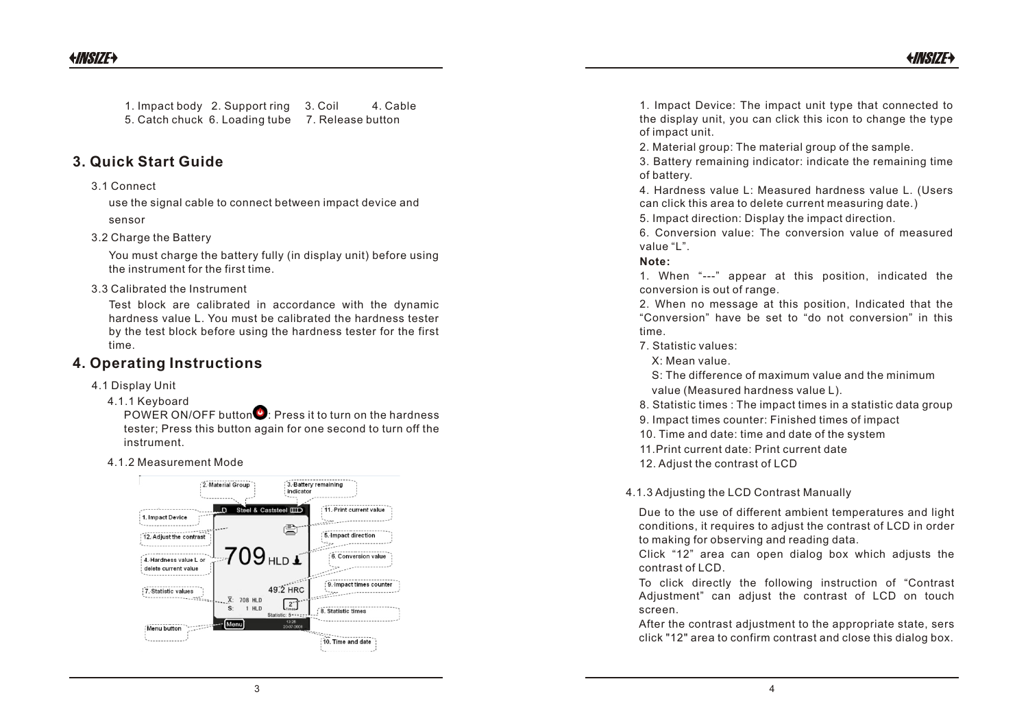1. Impact body 2. Support ring 3. Coil 4. Cable
5. Catch chuck 6. Loading tube 7. Release button

# 3. Quick Start Guide

3.1 Connect

use the signal cable to connect between impact device and sensor

3.2 Charge the Battery

You must charge the battery fully (in display unit) before using the instrument for the first time.

3.3 Calibrated the Instrument

Test block are calibrated in accordance with the dynamic hardness value L. You must be calibrated the hardness tester by the test block before using the hardness tester for the first time.

# 4. Operating Instructions

4.1 Display Unit

4.1.1 Keyboard

POWER ON/OFF button: Press it to turn on the hardness tester; Press this button again for one second to turn off the instrument.

4.1.2 Measurement Mode

2. Material Group
3. Battery remaining indicator
1. Impact Device
11. Print current value
12. Adjust the contrast
5. Impact direction
4. Hardness value L or delete current value
6. Conversion value
7. Statistic values
9. Impact times counter
8. Statistic times
Menu button
10. Time and date

D Steel & Caststeel
709 HLD
49.2 HRC
X: 708 HLD
S: 1 HLD
2
Statistic: 5
Menu
13:26
20-07-2008

1. Impact Device: The impact unit type that connected to the display unit, you can click this icon to change the type of impact unit.
2. Material group: The material group of the sample.
3. Battery remaining indicator: indicate the remaining time of battery.
4. Hardness value L: Measured hardness value L. (Users can click this area to delete current measuring date.)
5. Impact direction: Display the impact direction.
6. Conversion value: The conversion value of measured value "L".

**Note:**

1. When "---" appear at this position, indicated the conversion is out of range.
2. When no message at this position, Indicated that the "Conversion" have be set to "do not conversion" in this time.

7. Statistic values:

X: Mean value.

S: The difference of maximum value and the minimum value (Measured hardness value L).

8. Statistic times : The impact times in a statistic data group
9. Impact times counter: Finished times of impact
10. Time and date: time and date of the system
11. Print current date: Print current date
12. Adjust the contrast of LCD

4.1.3 Adjusting the LCD Contrast Manually

Due to the use of different ambient temperatures and light conditions, it requires to adjust the contrast of LCD in order to making for observing and reading data.

Click "12" area can open dialog box which adjusts the contrast of LCD.

To click directly the following instruction of "Contrast Adjustment" can adjust the contrast of LCD on touch screen.

After the contrast adjustment to the appropriate state, sers click "12" area to confirm contrast and close this dialog box.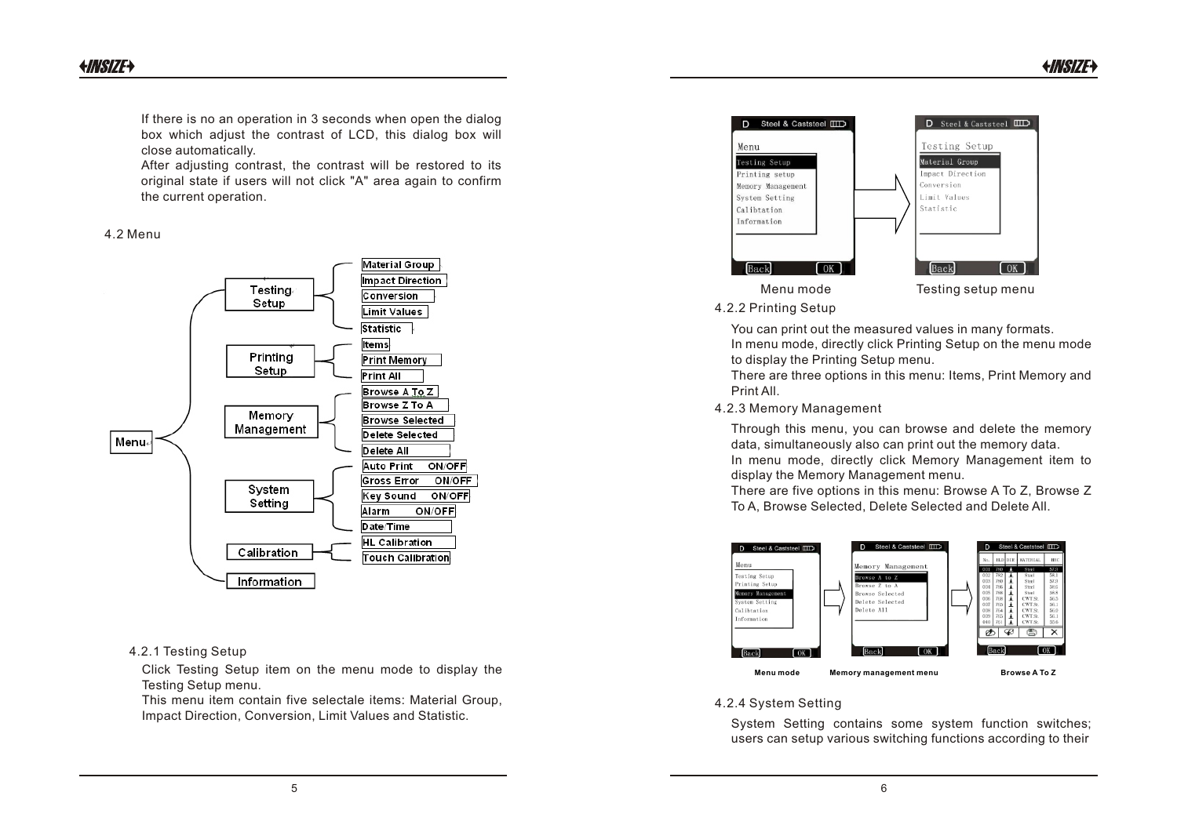If there is no an operation in 3 seconds when open the dialog box which adjust the contrast of LCD, this dialog box will close automatically.

After adjusting contrast, the contrast will be restored to its original state if users will not click "A" area again to confirm the current operation.

## 4.2 Menu

- Menu
  - Testing Setup
    - Material Group
    - Impact Direction
    - Conversion
    - Limit Values
    - Statistic
  - Printing Setup
    - Items
    - Print Memory
    - Print All
  - Memory Management
    - Browse A To Z
    - Browse Z To A
    - Browse Selected
    - Delete Selected
    - Delete All
  - System Setting
    - Auto Print ON/OFF
    - Gross Error ON/OFF
    - Key Sound ON/OFF
    - Alarm ON/OFF
    - Date/Time
  - Calibration
    - HL Calibration
    - Touch Calibration
  - Information

### 4.2.1 Testing Setup

Click Testing Setup item on the menu mode to display the Testing Setup menu.

This menu item contain five selectale items: Material Group, Impact Direction, Conversion, Limit Values and Statistic.

Menu mode Testing setup menu

### 4.2.2 Printing Setup

You can print out the measured values in many formats.

In menu mode, directly click Printing Setup on the menu mode to display the Printing Setup menu.

There are three options in this menu: Items, Print Memory and Print All.

### 4.2.3 Memory Management

Through this menu, you can browse and delete the memory data, simultaneously also can print out the memory data.

In menu mode, directly click Memory Management item to display the Memory Management menu.

There are five options in this menu: Browse A To Z, Browse Z To A, Browse Selected, Delete Selected and Delete All.

**Menu mode** **Memory management menu** **Browse A To Z**

### 4.2.4 System Setting

System Setting contains some system function switches; users can setup various switching functions according to their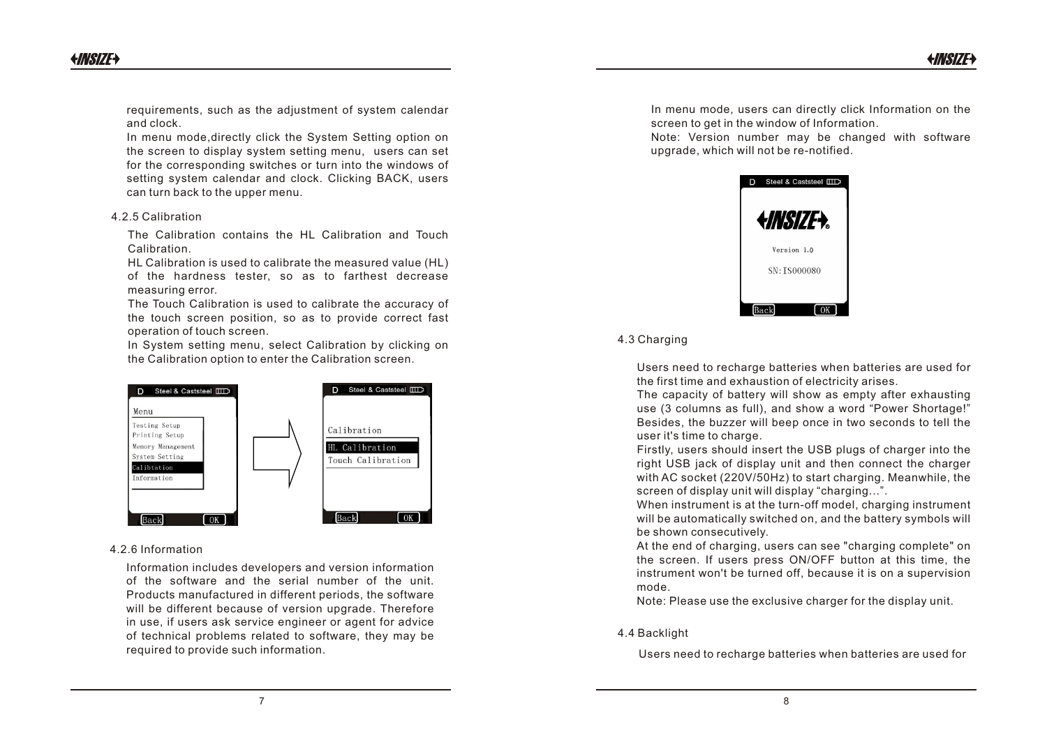requirements, such as the adjustment of system calendar and clock.

In menu mode,directly click the System Setting option on the screen to display system setting menu, users can set for the corresponding switches or turn into the windows of setting system calendar and clock. Clicking BACK, users can turn back to the upper menu.

### 4.2.5 Calibration

The Calibration contains the HL Calibration and Touch Calibration.

HL Calibration is used to calibrate the measured value (HL) of the hardness tester, so as to farthest decrease measuring error.

The Touch Calibration is used to calibrate the accuracy of the touch screen position, so as to provide correct fast operation of touch screen.

In System setting menu, select Calibration by clicking on the Calibration option to enter the Calibration screen.

### 4.2.6 Information

Information includes developers and version information of the software and the serial number of the unit. Products manufactured in different periods, the software will be different because of version upgrade. Therefore in use, if users ask service engineer or agent for advice of technical problems related to software, they may be required to provide such information.

In menu mode, users can directly click Information on the screen to get in the window of Information.

Note: Version number may be changed with software upgrade, which will not be re-notified.

## 4.3 Charging

Users need to recharge batteries when batteries are used for the first time and exhaustion of electricity arises.

The capacity of battery will show as empty after exhausting use (3 columns as full), and show a word “Power Shortage!” Besides, the buzzer will beep once in two seconds to tell the user it's time to charge.

Firstly, users should insert the USB plugs of charger into the right USB jack of display unit and then connect the charger with AC socket (220V/50Hz) to start charging. Meanwhile, the screen of display unit will display “charging…”.

When instrument is at the turn-off model, charging instrument will be automatically switched on, and the battery symbols will be shown consecutively.

At the end of charging, users can see "charging complete" on the screen. If users press ON/OFF button at this time, the instrument won't be turned off, because it is on a supervision mode.

Note: Please use the exclusive charger for the display unit.

## 4.4 Backlight

Users need to recharge batteries when batteries are used for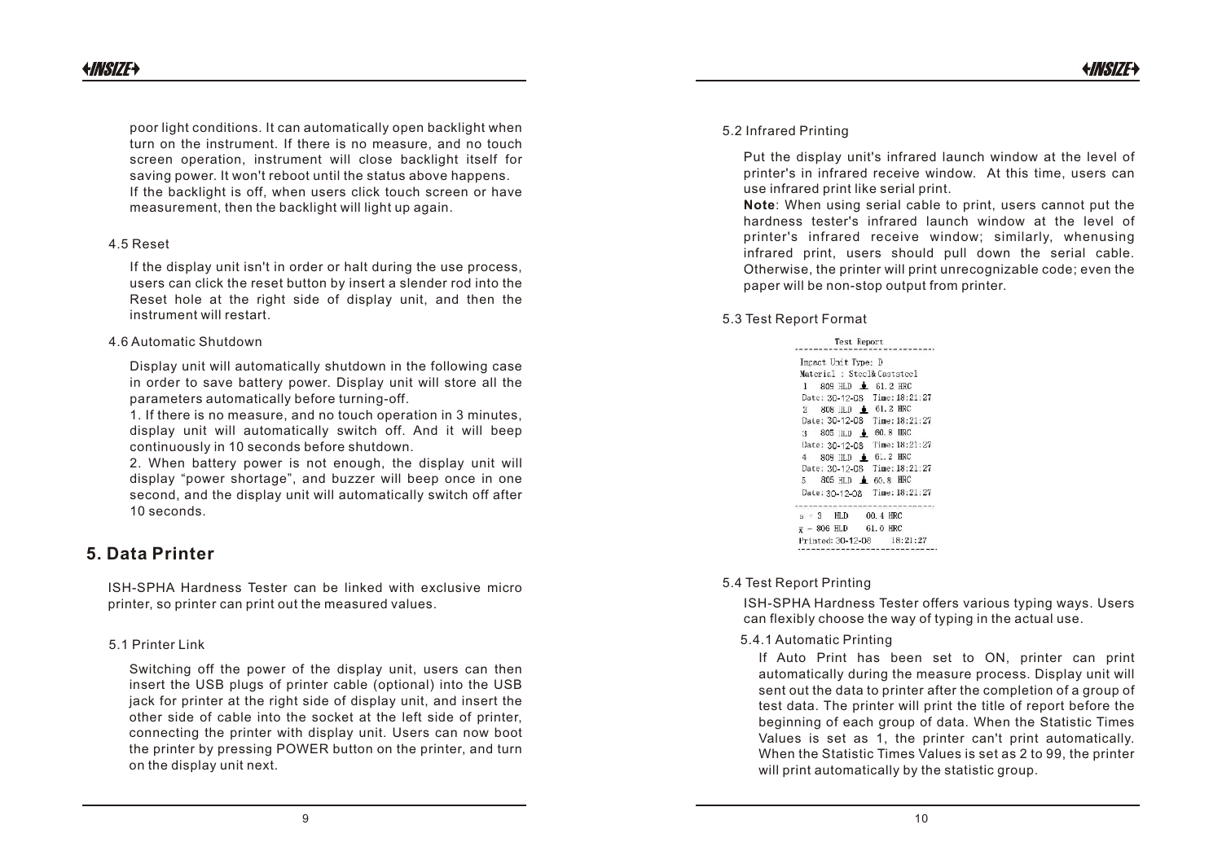poor light conditions. It can automatically open backlight when turn on the instrument. If there is no measure, and no touch screen operation, instrument will close backlight itself for saving power. It won't reboot until the status above happens. If the backlight is off, when users click touch screen or have measurement, then the backlight will light up again.

4.5 Reset

If the display unit isn't in order or halt during the use process, users can click the reset button by insert a slender rod into the Reset hole at the right side of display unit, and then the instrument will restart.

4.6 Automatic Shutdown

Display unit will automatically shutdown in the following case in order to save battery power. Display unit will store all the parameters automatically before turning-off.

1. If there is no measure, and no touch operation in 3 minutes, display unit will automatically switch off. And it will beep continuously in 10 seconds before shutdown.
2. When battery power is not enough, the display unit will display "power shortage", and buzzer will beep once in one second, and the display unit will automatically switch off after 10 seconds.

## 5. Data Printer

ISH-SPHA Hardness Tester can be linked with exclusive micro printer, so printer can print out the measured values.

5.1 Printer Link

Switching off the power of the display unit, users can then insert the USB plugs of printer cable (optional) into the USB jack for printer at the right side of display unit, and insert the other side of cable into the socket at the left side of printer, connecting the printer with display unit. Users can now boot the printer by pressing POWER button on the printer, and turn on the display unit next.

5.2 Infrared Printing

Put the display unit's infrared launch window at the level of printer's in infrared receive window. At this time, users can use infrared print like serial print.

**Note**: When using serial cable to print, users cannot put the hardness tester's infrared launch window at the level of printer's infrared receive window; similarly, whenusing infrared print, users should pull down the serial cable. Otherwise, the printer will print unrecognizable code; even the paper will be non-stop output from printer.

5.3 Test Report Format

```
        Test Report
-----------------------------
Impact Unit Type: D
Material : Steel& Caststeel
1   809 HLD  ⊥  61.2 HRC
Date: 30-12-08   Time: 18:21:27
2   808 HLD  ⊥  61.2 HRC
Date: 30-12-08   Time: 18:21:27
3   805 HLD  ⊥  60.8 HRC
Date: 30-12-08   Time: 18:21:27
4   809 HLD  ⊥  61.2 HRC
Date: 30-12-08   Time: 18:21:27
5   805 HLD  ⊥  60.8 HRC
Date: 30-12-08   Time: 18:21:27
-----------------------------
s = 3   HLD     00.4 HRC
x̄ = 806 HLD    61.0 HRC
Printed: 30-12-08     18:21:27
-----------------------------
```

5.4 Test Report Printing

ISH-SPHA Hardness Tester offers various typing ways. Users can flexibly choose the way of typing in the actual use.

5.4.1 Automatic Printing

If Auto Print has been set to ON, printer can print automatically during the measure process. Display unit will sent out the data to printer after the completion of a group of test data. The printer will print the title of report before the beginning of each group of data. When the Statistic Times Values is set as 1, the printer can't print automatically. When the Statistic Times Values is set as 2 to 99, the printer will print automatically by the statistic group.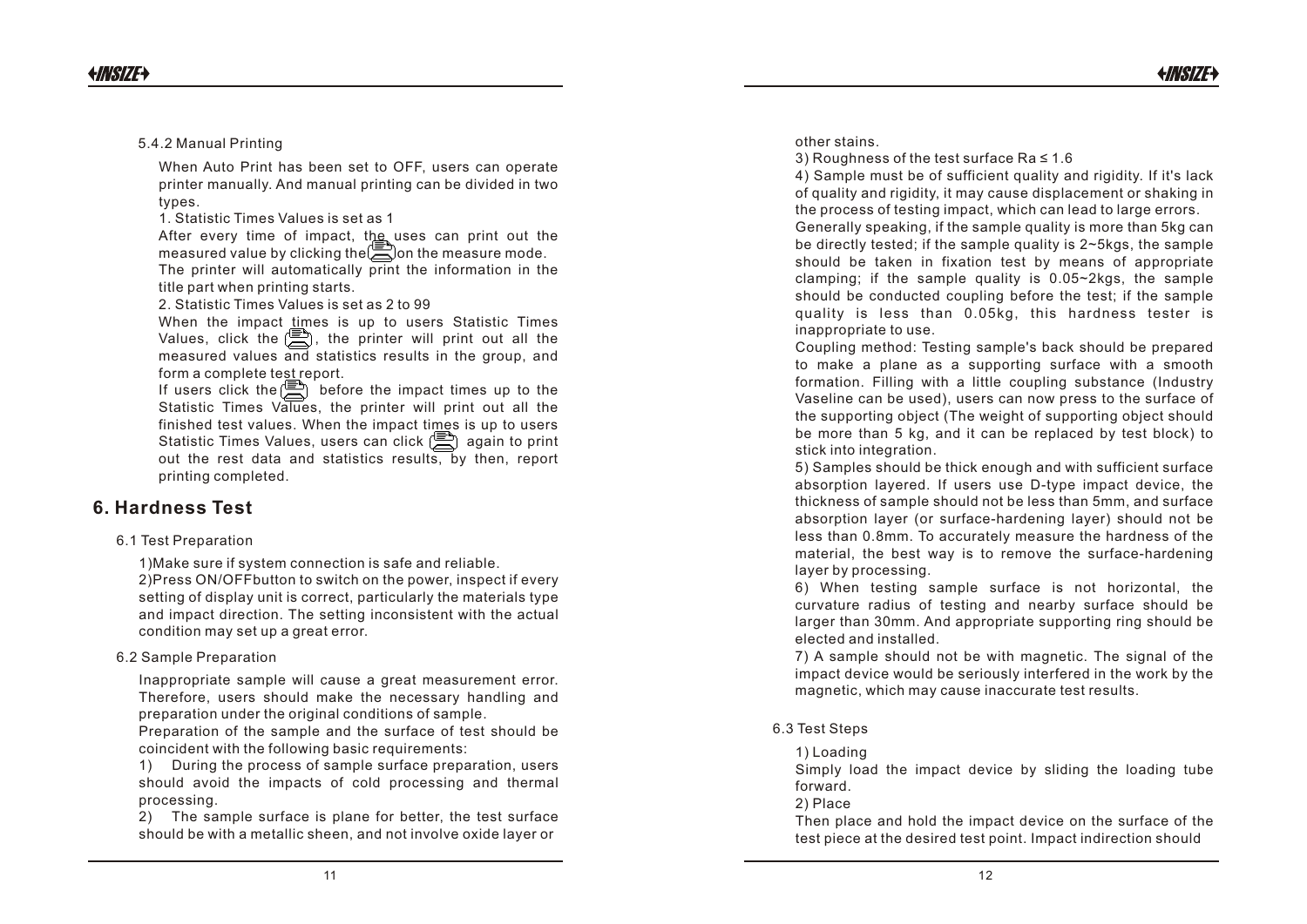#### 5.4.2 Manual Printing

When Auto Print has been set to OFF, users can operate printer manually. And manual printing can be divided in two types.

1. Statistic Times Values is set as 1

After every time of impact, the uses can print out the measured value by clicking the 🖨 on the measure mode.

The printer will automatically print the information in the title part when printing starts.

2. Statistic Times Values is set as 2 to 99

When the impact times is up to users Statistic Times Values, click the 🖨, the printer will print out all the measured values and statistics results in the group, and form a complete test report.

If users click the 🖨 before the impact times up to the Statistic Times Values, the printer will print out all the finished test values. When the impact times is up to users Statistic Times Values, users can click 🖨 again to print out the rest data and statistics results, by then, report printing completed.

## 6. Hardness Test

### 6.1 Test Preparation

1)Make sure if system connection is safe and reliable.

2)Press ON/OFFbutton to switch on the power, inspect if every setting of display unit is correct, particularly the materials type and impact direction. The setting inconsistent with the actual condition may set up a great error.

### 6.2 Sample Preparation

Inappropriate sample will cause a great measurement error. Therefore, users should make the necessary handling and preparation under the original conditions of sample.

Preparation of the sample and the surface of test should be coincident with the following basic requirements:

1) During the process of sample surface preparation, users should avoid the impacts of cold processing and thermal processing.

2) The sample surface is plane for better, the test surface should be with a metallic sheen, and not involve oxide layer or other stains.

3) Roughness of the test surface Ra ≤ 1.6

4) Sample must be of sufficient quality and rigidity. If it's lack of quality and rigidity, it may cause displacement or shaking in the process of testing impact, which can lead to large errors.

Generally speaking, if the sample quality is more than 5kg can be directly tested; if the sample quality is 2~5kgs, the sample should be taken in fixation test by means of appropriate clamping; if the sample quality is 0.05~2kgs, the sample should be conducted coupling before the test; if the sample quality is less than 0.05kg, this hardness tester is inappropriate to use.

Coupling method: Testing sample's back should be prepared to make a plane as a supporting surface with a smooth formation. Filling with a little coupling substance (Industry Vaseline can be used), users can now press to the surface of the supporting object (The weight of supporting object should be more than 5 kg, and it can be replaced by test block) to stick into integration.

5) Samples should be thick enough and with sufficient surface absorption layered. If users use D-type impact device, the thickness of sample should not be less than 5mm, and surface absorption layer (or surface-hardening layer) should not be less than 0.8mm. To accurately measure the hardness of the material, the best way is to remove the surface-hardening layer by processing.

6) When testing sample surface is not horizontal, the curvature radius of testing and nearby surface should be larger than 30mm. And appropriate supporting ring should be elected and installed.

7) A sample should not be with magnetic. The signal of the impact device would be seriously interfered in the work by the magnetic, which may cause inaccurate test results.

### 6.3 Test Steps

1) Loading

Simply load the impact device by sliding the loading tube forward.

2) Place

Then place and hold the impact device on the surface of the test piece at the desired test point. Impact indirection should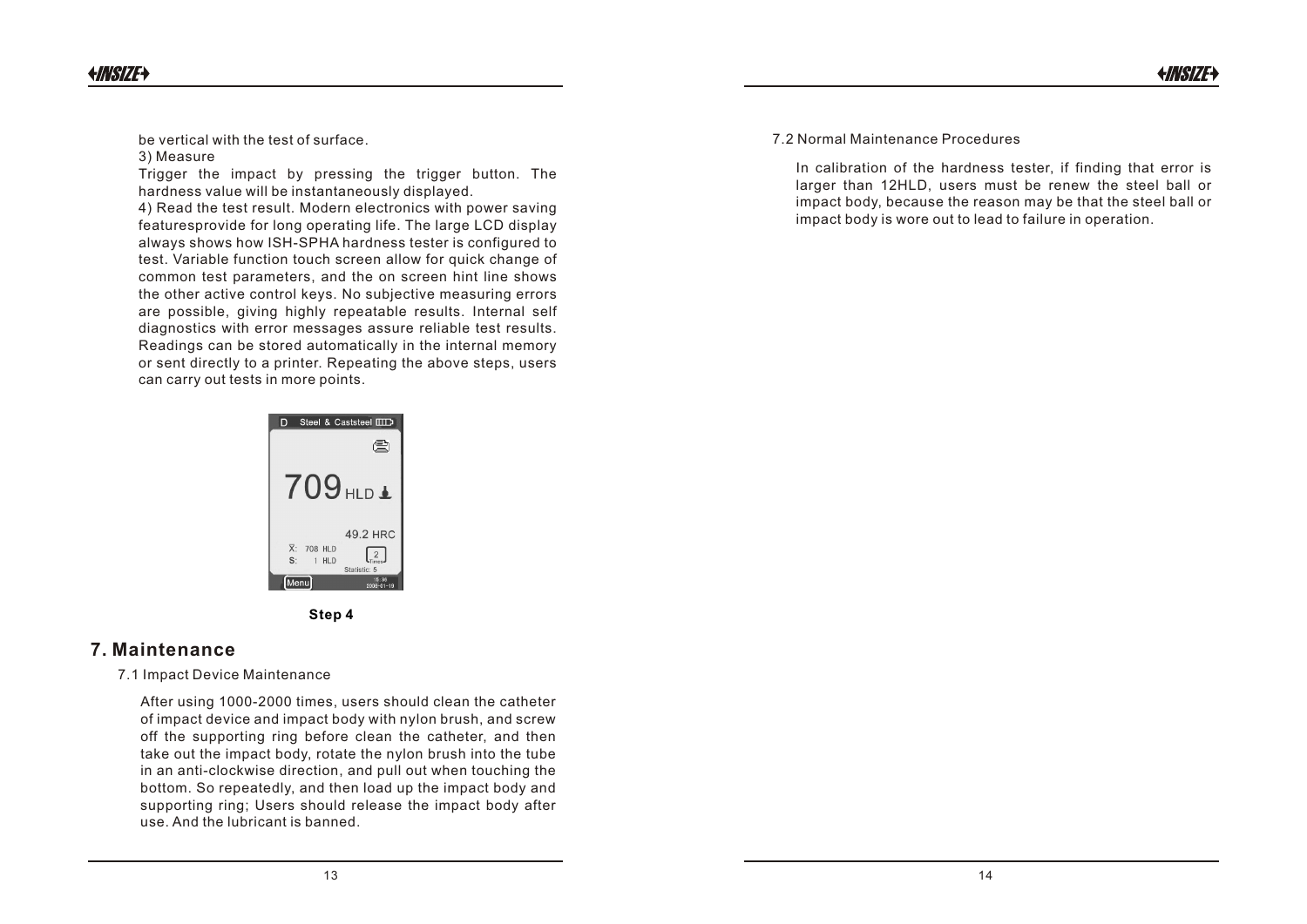be vertical with the test of surface.

3) Measure

Trigger the impact by pressing the trigger button. The hardness value will be instantaneously displayed.

4) Read the test result. Modern electronics with power saving featuresprovide for long operating life. The large LCD display always shows how ISH-SPHA hardness tester is configured to test. Variable function touch screen allow for quick change of common test parameters, and the on screen hint line shows the other active control keys. No subjective measuring errors are possible, giving highly repeatable results. Internal self diagnostics with error messages assure reliable test results. Readings can be stored automatically in the internal memory or sent directly to a printer. Repeating the above steps, users can carry out tests in more points.

**Step 4**

# 7. Maintenance

7.1 Impact Device Maintenance

After using 1000-2000 times, users should clean the catheter of impact device and impact body with nylon brush, and screw off the supporting ring before clean the catheter, and then take out the impact body, rotate the nylon brush into the tube in an anti-clockwise direction, and pull out when touching the bottom. So repeatedly, and then load up the impact body and supporting ring; Users should release the impact body after use. And the lubricant is banned.

7.2 Normal Maintenance Procedures

In calibration of the hardness tester, if finding that error is larger than 12HLD, users must be renew the steel ball or impact body, because the reason may be that the steel ball or impact body is wore out to lead to failure in operation.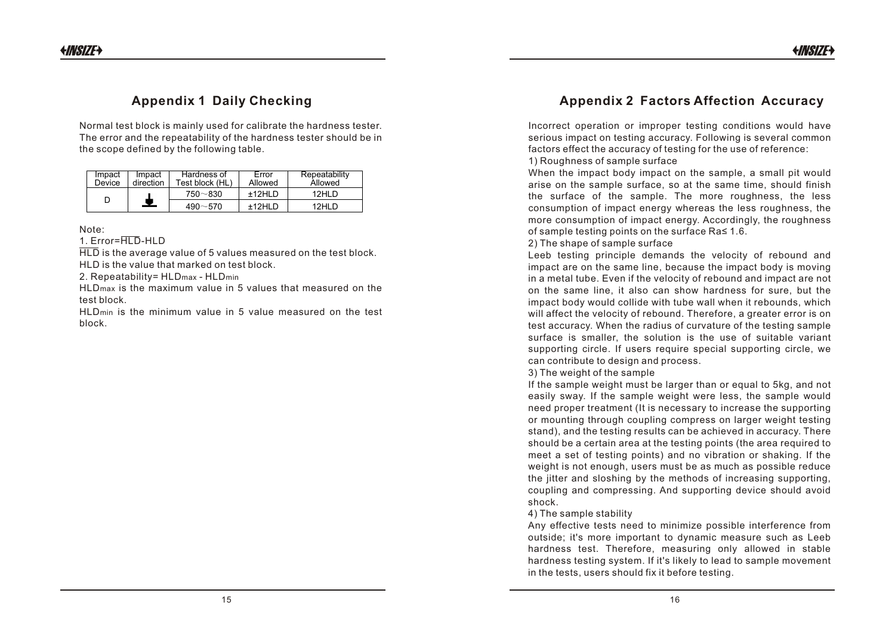## Appendix 1 Daily Checking

Normal test block is mainly used for calibrate the hardness tester. The error and the repeatability of the hardness tester should be in the scope defined by the following table.

| Impact Device | Impact direction | Hardness of Test block (HL) | Error Allowed | Repeatability Allowed |
|---|---|---|---|---|
| D | ↓ | 750～830 | ±12HLD | 12HLD |
| | | 490～570 | ±12HLD | 12HLD |

Note:

1. Error=$\overline{HLD}$-HLD

$\overline{HLD}$ is the average value of 5 values measured on the test block.

HLD is the value that marked on test block.

2. Repeatability= $HLD_{max}$ - $HLD_{min}$

$HLD_{max}$ is the maximum value in 5 values that measured on the test block.

$HLD_{min}$ is the minimum value in 5 value measured on the test block.

## Appendix 2 Factors Affection Accuracy

Incorrect operation or improper testing conditions would have serious impact on testing accuracy. Following is several common factors effect the accuracy of testing for the use of reference:

1) Roughness of sample surface

When the impact body impact on the sample, a small pit would arise on the sample surface, so at the same time, should finish the surface of the sample. The more roughness, the less consumption of impact energy whereas the less roughness, the more consumption of impact energy. Accordingly, the roughness of sample testing points on the surface Ra≤ 1.6.

2) The shape of sample surface

Leeb testing principle demands the velocity of rebound and impact are on the same line, because the impact body is moving in a metal tube. Even if the velocity of rebound and impact are not on the same line, it also can show hardness for sure, but the impact body would collide with tube wall when it rebounds, which will affect the velocity of rebound. Therefore, a greater error is on test accuracy. When the radius of curvature of the testing sample surface is smaller, the solution is the use of suitable variant supporting circle. If users require special supporting circle, we can contribute to design and process.

3) The weight of the sample

If the sample weight must be larger than or equal to 5kg, and not easily sway. If the sample weight were less, the sample would need proper treatment (It is necessary to increase the supporting or mounting through coupling compress on larger weight testing stand), and the testing results can be achieved in accuracy. There should be a certain area at the testing points (the area required to meet a set of testing points) and no vibration or shaking. If the weight is not enough, users must be as much as possible reduce the jitter and sloshing by the methods of increasing supporting, coupling and compressing. And supporting device should avoid shock.

4) The sample stability

Any effective tests need to minimize possible interference from outside; it's more important to dynamic measure such as Leeb hardness test. Therefore, measuring only allowed in stable hardness testing system. If it's likely to lead to sample movement in the tests, users should fix it before testing.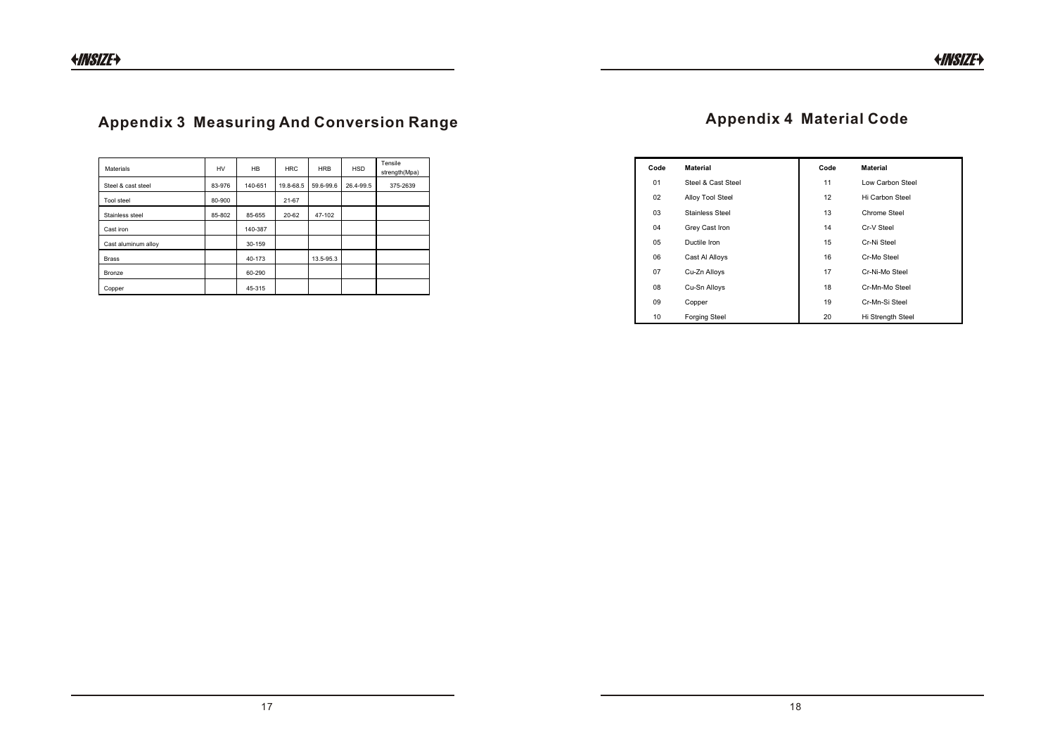## Appendix 3 Measuring And Conversion Range

| Materials | HV | HB | HRC | HRB | HSD | Tensile strength(Mpa) |
|---|---|---|---|---|---|---|
| Steel & cast steel | 83-976 | 140-651 | 19.8-68.5 | 59.6-99.6 | 26.4-99.5 | 375-2639 |
| Tool steel | 80-900 | | 21-67 | | | |
| Stainless steel | 85-802 | 85-655 | 20-62 | 47-102 | | |
| Cast iron | | 140-387 | | | | |
| Cast aluminum alloy | | 30-159 | | | | |
| Brass | | 40-173 | | 13.5-95.3 | | |
| Bronze | | 60-290 | | | | |
| Copper | | 45-315 | | | | |

## Appendix 4 Material Code

| Code | Material | Code | Material |
|---|---|---|---|
| 01 | Steel & Cast Steel | 11 | Low Carbon Steel |
| 02 | Alloy Tool Steel | 12 | Hi Carbon Steel |
| 03 | Stainless Steel | 13 | Chrome Steel |
| 04 | Grey Cast Iron | 14 | Cr-V Steel |
| 05 | Ductile Iron | 15 | Cr-Ni Steel |
| 06 | Cast Al Alloys | 16 | Cr-Mo Steel |
| 07 | Cu-Zn Alloys | 17 | Cr-Ni-Mo Steel |
| 08 | Cu-Sn Alloys | 18 | Cr-Mn-Mo Steel |
| 09 | Copper | 19 | Cr-Mn-Si Steel |
| 10 | Forging Steel | 20 | Hi Strength Steel |